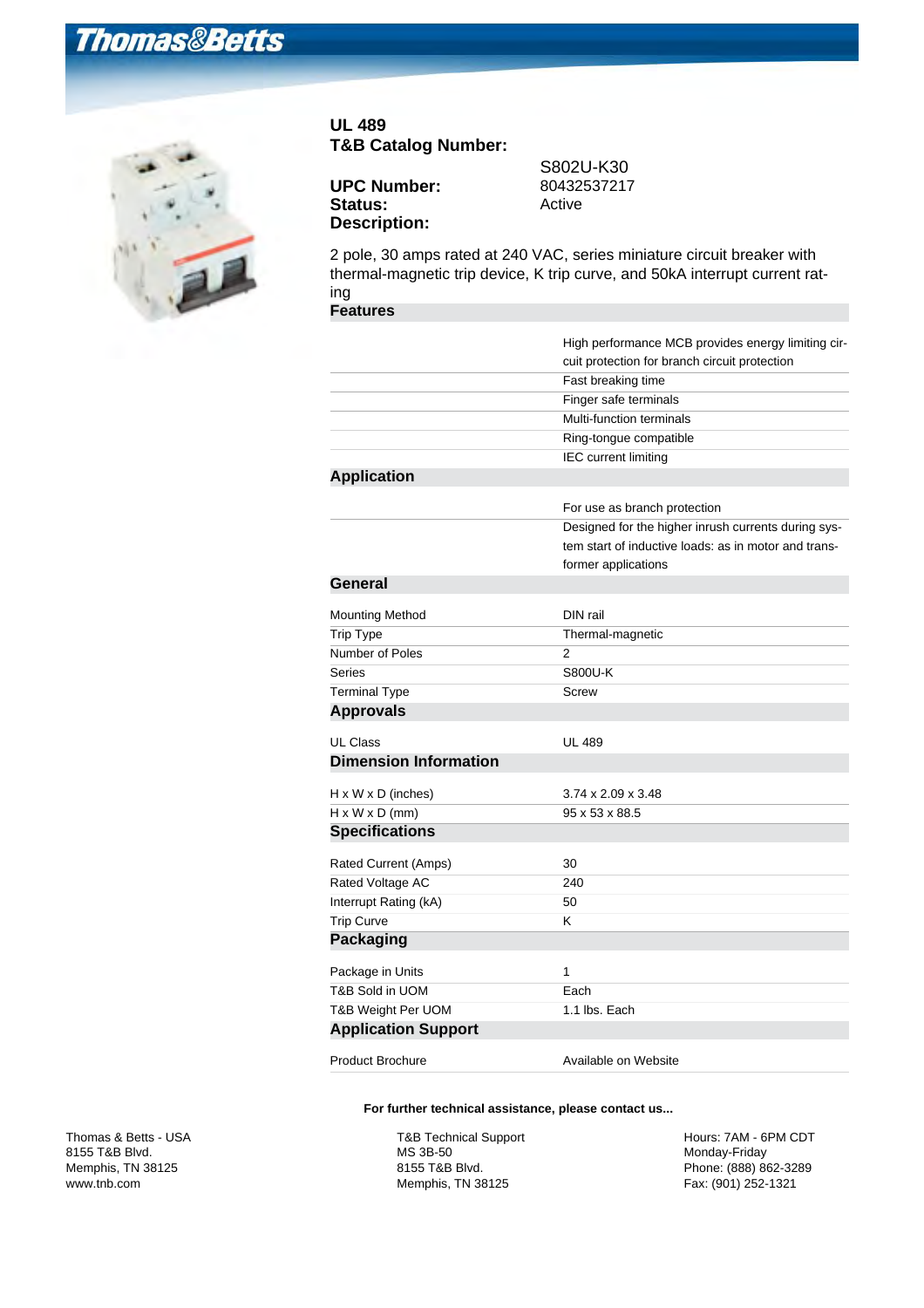# Thomas&Betts

**UL 489**
**T&B Catalog Number:** S802U-K30
**UPC Number:** 80432537217
**Status:** Active
**Description:**

2 pole, 30 amps rated at 240 VAC, series miniature circuit breaker with thermal-magnetic trip device, K trip curve, and 50kA interrupt current rating

## Features

| | |
|---|---|
| | High performance MCB provides energy limiting circuit protection for branch circuit protection |
| | Fast breaking time |
| | Finger safe terminals |
| | Multi-function terminals |
| | Ring-tongue compatible |
| | IEC current limiting |

## Application

| | |
|---|---|
| | For use as branch protection |
| | Designed for the higher inrush currents during system start of inductive loads: as in motor and transformer applications |

## General

| | |
|---|---|
| Mounting Method | DIN rail |
| Trip Type | Thermal-magnetic |
| Number of Poles | 2 |
| Series | S800U-K |
| Terminal Type | Screw |

## Approvals

| | |
|---|---|
| UL Class | UL 489 |

## Dimension Information

| | |
|---|---|
| H x W x D (inches) | 3.74 x 2.09 x 3.48 |
| H x W x D (mm) | 95 x 53 x 88.5 |

## Specifications

| | |
|---|---|
| Rated Current (Amps) | 30 |
| Rated Voltage AC | 240 |
| Interrupt Rating (kA) | 50 |
| Trip Curve | K |

## Packaging

| | |
|---|---|
| Package in Units | 1 |
| T&B Sold in UOM | Each |
| T&B Weight Per UOM | 1.1 lbs. Each |

## Application Support

| | |
|---|---|
| Product Brochure | Available on Website |

**For further technical assistance, please contact us...**

Thomas & Betts - USA
8155 T&B Blvd.
Memphis, TN 38125
www.tnb.com

T&B Technical Support
MS 3B-50
8155 T&B Blvd.
Memphis, TN 38125

Hours: 7AM - 6PM CDT
Monday-Friday
Phone: (888) 862-3289
Fax: (901) 252-1321